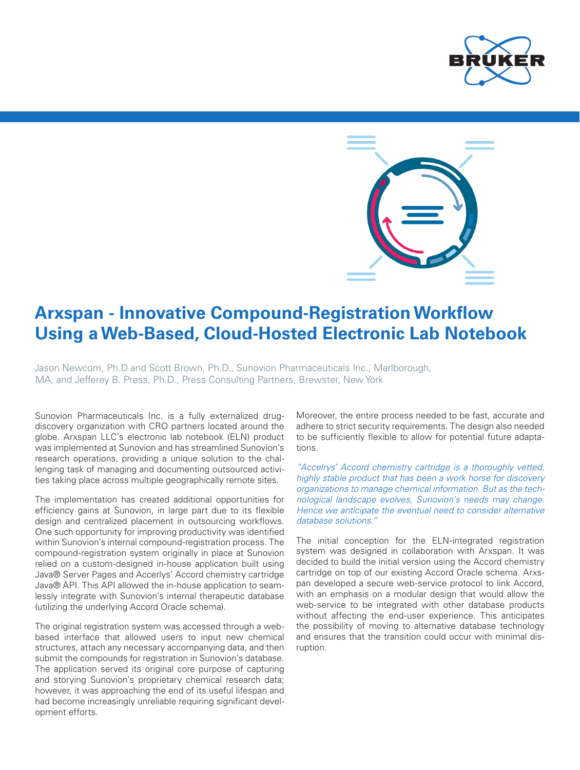# Arxspan - Innovative Compound-Registration Workflow Using a Web-Based, Cloud-Hosted Electronic Lab Notebook

Jason Newcom, Ph.D and Scott Brown, Ph.D., Sunovion Pharmaceuticals Inc., Marlborough, MA, and Jefferey B. Press, Ph.D., Press Consulting Partners, Brewster, New York

Sunovion Pharmaceuticals Inc. is a fully externalized drug-discovery organization with CRO partners located around the globe. Arxspan LLC's electronic lab notebook (ELN) product was implemented at Sunovion and has streamlined Sunovion's research operations, providing a unique solution to the challenging task of managing and documenting outsourced activities taking place across multiple geographically remote sites.

The implementation has created additional opportunities for efficiency gains at Sunovion, in large part due to its flexible design and centralized placement in outsourcing workflows. One such opportunity for improving productivity was identified within Sunovion's internal compound-registration process. The compound-registration system originally in place at Sunovion relied on a custom-designed in-house application built using Java® Server Pages and Accerlys' Accord chemistry cartridge Java® API. This API allowed the in-house application to seamlessly integrate with Sunovion's internal therapeutic database (utilizing the underlying Accord Oracle schema).

The original registration system was accessed through a web-based interface that allowed users to input new chemical structures, attach any necessary accompanying data, and then submit the compounds for registration in Sunovion's database. The application served its original core purpose of capturing and storying Sunovion's proprietary chemical research data; however, it was approaching the end of its useful lifespan and had become increasingly unreliable requiring significant development efforts.

Moreover, the entire process needed to be fast, accurate and adhere to strict security requirements. The design also needed to be sufficiently flexible to allow for potential future adaptations.

*"Accelrys' Accord chemistry cartridge is a thoroughly vetted, highly stable product that has been a work horse for discovery organizations to manage chemical information. But as the technological landscape evolves, Sunovion's needs may change. Hence we anticipate the eventual need to consider alternative database solutions."*

The initial conception for the ELN-integrated registration system was designed in collaboration with Arxspan. It was decided to build the initial version using the Accord chemistry cartridge on top of our existing Accord Oracle schema. Arxspan developed a secure web-service protocol to link Accord, with an emphasis on a modular design that would allow the web-service to be integrated with other database products without affecting the end-user experience. This anticipates the possibility of moving to alternative database technology and ensures that the transition could occur with minimal disruption.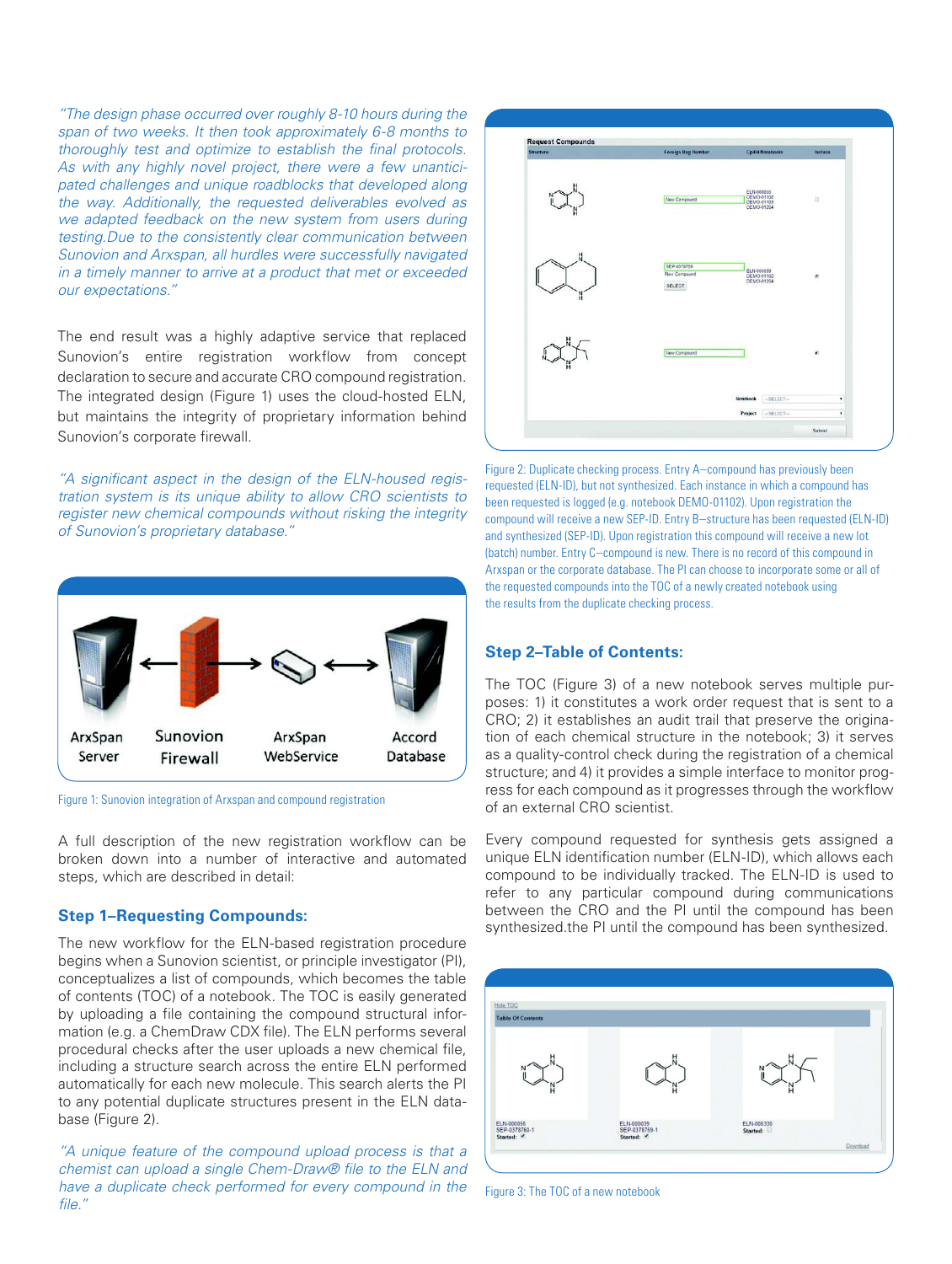*"The design phase occurred over roughly 8-10 hours during the span of two weeks. It then took approximately 6-8 months to thoroughly test and optimize to establish the final protocols. As with any highly novel project, there were a few unanticipated challenges and unique roadblocks that developed along the way. Additionally, the requested deliverables evolved as we adapted feedback on the new system from users during testing.Due to the consistently clear communication between Sunovion and Arxspan, all hurdles were successfully navigated in a timely manner to arrive at a product that met or exceeded our expectations."*

The end result was a highly adaptive service that replaced Sunovion's entire registration workflow from concept declaration to secure and accurate CRO compound registration. The integrated design (Figure 1) uses the cloud-hosted ELN, but maintains the integrity of proprietary information behind Sunovion's corporate firewall.

*"A significant aspect in the design of the ELN-housed registration system is its unique ability to allow CRO scientists to register new chemical compounds without risking the integrity of Sunovion's proprietary database."*

ArxSpan Server ← Sunovion Firewall → ArxSpan WebService ↔ Accord Database

Figure 1: Sunovion integration of Arxspan and compound registration

A full description of the new registration workflow can be broken down into a number of interactive and automated steps, which are described in detail:

### Step 1–Requesting Compounds:

The new workflow for the ELN-based registration procedure begins when a Sunovion scientist, or principle investigator (PI), conceptualizes a list of compounds, which becomes the table of contents (TOC) of a notebook. The TOC is easily generated by uploading a file containing the compound structural information (e.g. a ChemDraw CDX file). The ELN performs several procedural checks after the user uploads a new chemical file, including a structure search across the entire ELN performed automatically for each new molecule. This search alerts the PI to any potential duplicate structures present in the ELN database (Figure 2).

*"A unique feature of the compound upload process is that a chemist can upload a single Chem-Draw® file to the ELN and have a duplicate check performed for every compound in the file."*

Figure 2: Duplicate checking process. Entry A–compound has previously been requested (ELN-ID), but not synthesized. Each instance in which a compound has been requested is logged (e.g. notebook DEMO-01102). Upon registration the compound will receive a new SEP-ID. Entry B–structure has been requested (ELN-ID) and synthesized (SEP-ID). Upon registration this compound will receive a new lot (batch) number. Entry C–compound is new. There is no record of this compound in Arxspan or the corporate database. The PI can choose to incorporate some or all of the requested compounds into the TOC of a newly created notebook using the results from the duplicate checking process.

### Step 2–Table of Contents:

The TOC (Figure 3) of a new notebook serves multiple purposes: 1) it constitutes a work order request that is sent to a CRO; 2) it establishes an audit trail that preserve the origination of each chemical structure in the notebook; 3) it serves as a quality-control check during the registration of a chemical structure; and 4) it provides a simple interface to monitor progress for each compound as it progresses through the workflow of an external CRO scientist.

Every compound requested for synthesis gets assigned a unique ELN identification number (ELN-ID), which allows each compound to be individually tracked. The ELN-ID is used to refer to any particular compound during communications between the CRO and the PI until the compound has been synthesized.the PI until the compound has been synthesized.

Figure 3: The TOC of a new notebook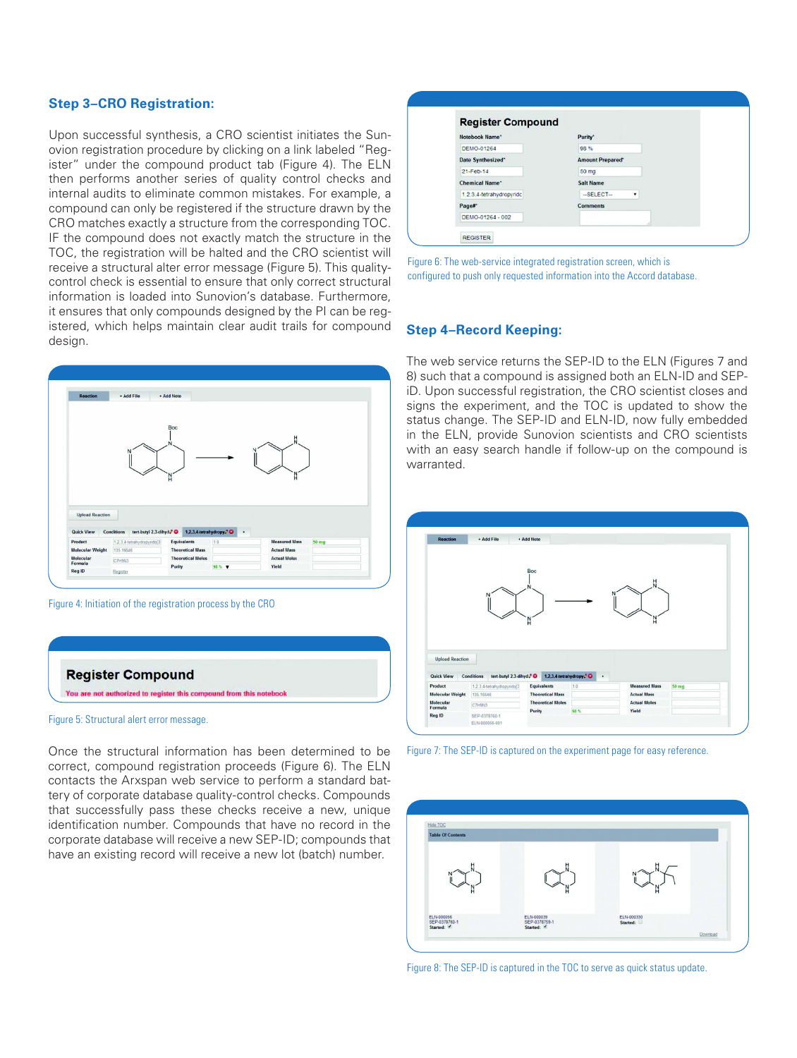## Step 3–CRO Registration:

Upon successful synthesis, a CRO scientist initiates the Sunovion registration procedure by clicking on a link labeled "Register" under the compound product tab (Figure 4). The ELN then performs another series of quality control checks and internal audits to eliminate common mistakes. For example, a compound can only be registered if the structure drawn by the CRO matches exactly a structure from the corresponding TOC. IF the compound does not exactly match the structure in the TOC, the registration will be halted and the CRO scientist will receive a structural alter error message (Figure 5). This quality-control check is essential to ensure that only correct structural information is loaded into Sunovion's database. Furthermore, it ensures that only compounds designed by the PI can be registered, which helps maintain clear audit trails for compound design.

Figure 4: Initiation of the registration process by the CRO

**Register Compound**

You are not authorized to register this compound from this notebook

Figure 5: Structural alert error message.

Once the structural information has been determined to be correct, compound registration proceeds (Figure 6). The ELN contacts the Arxspan web service to perform a standard battery of corporate database quality-control checks. Compounds that successfully pass these checks receive a new, unique identification number. Compounds that have no record in the corporate database will receive a new SEP-ID; compounds that have an existing record will receive a new lot (batch) number.

Figure 6: The web-service integrated registration screen, which is configured to push only requested information into the Accord database.

## Step 4–Record Keeping:

The web service returns the SEP-ID to the ELN (Figures 7 and 8) such that a compound is assigned both an ELN-ID and SEP-iD. Upon successful registration, the CRO scientist closes and signs the experiment, and the TOC is updated to show the status change. The SEP-ID and ELN-ID, now fully embedded in the ELN, provide Sunovion scientists and CRO scientists with an easy search handle if follow-up on the compound is warranted.

Figure 7: The SEP-ID is captured on the experiment page for easy reference.

Figure 8: The SEP-ID is captured in the TOC to serve as quick status update.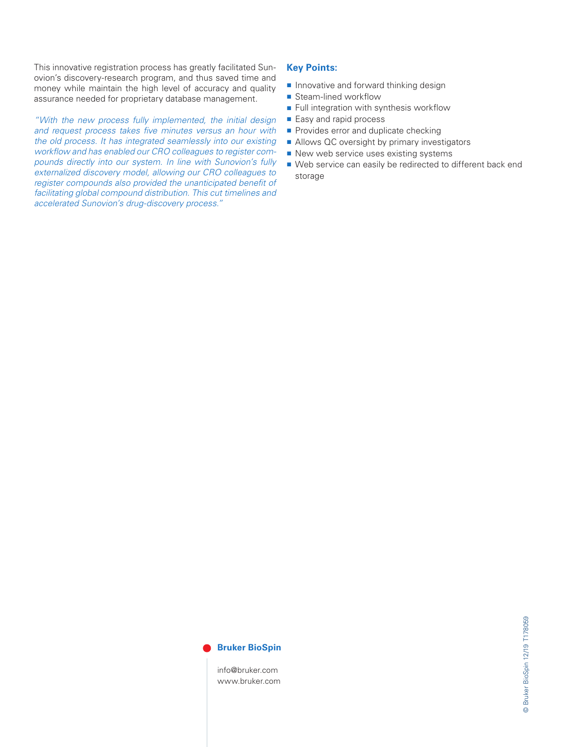This innovative registration process has greatly facilitated Sunovion's discovery-research program, and thus saved time and money while maintain the high level of accuracy and quality assurance needed for proprietary database management.

*"With the new process fully implemented, the initial design and request process takes five minutes versus an hour with the old process. It has integrated seamlessly into our existing workflow and has enabled our CRO colleagues to register compounds directly into our system. In line with Sunovion's fully externalized discovery model, allowing our CRO colleagues to register compounds also provided the unanticipated benefit of facilitating global compound distribution. This cut timelines and accelerated Sunovion's drug-discovery process."*

**Key Points:**

- Innovative and forward thinking design
- Steam-lined workflow
- Full integration with synthesis workflow
- Easy and rapid process
- Provides error and duplicate checking
- Allows QC oversight by primary investigators
- New web service uses existing systems
- Web service can easily be redirected to different back end storage

**Bruker BioSpin**

info@bruker.com
www.bruker.com

© Bruker BioSpin 12/19 T178059